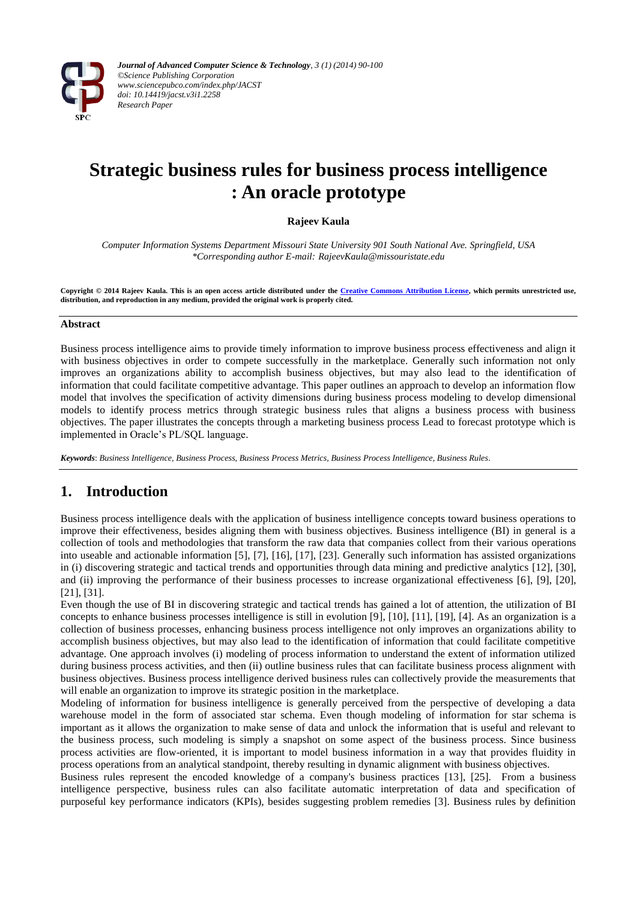*Journal of Advanced Computer Science & Technology*, *3 (1) (2014) 90-100*
*©Science Publishing Corporation*
*www.sciencepubco.com/index.php/JACST*
*doi: 10.14419/jacst.v3i1.2258*
*Research Paper*

# Strategic business rules for business process intelligence : An oracle prototype

**Rajeev Kaula**

*Computer Information Systems Department Missouri State University 901 South National Ave. Springfield, USA*
*\*Corresponding author E-mail: RajeevKaula@missouristate.edu*

**Copyright © 2014 Rajeev Kaula. This is an open access article distributed under the Creative Commons Attribution License, which permits unrestricted use, distribution, and reproduction in any medium, provided the original work is properly cited.**

## Abstract

Business process intelligence aims to provide timely information to improve business process effectiveness and align it with business objectives in order to compete successfully in the marketplace. Generally such information not only improves an organizations ability to accomplish business objectives, but may also lead to the identification of information that could facilitate competitive advantage. This paper outlines an approach to develop an information flow model that involves the specification of activity dimensions during business process modeling to develop dimensional models to identify process metrics through strategic business rules that aligns a business process with business objectives. The paper illustrates the concepts through a marketing business process Lead to forecast prototype which is implemented in Oracle's PL/SQL language.

***Keywords***: *Business Intelligence, Business Process, Business Process Metrics, Business Process Intelligence, Business Rules*.

## 1. Introduction

Business process intelligence deals with the application of business intelligence concepts toward business operations to improve their effectiveness, besides aligning them with business objectives. Business intelligence (BI) in general is a collection of tools and methodologies that transform the raw data that companies collect from their various operations into useable and actionable information [5], [7], [16], [17], [23]. Generally such information has assisted organizations in (i) discovering strategic and tactical trends and opportunities through data mining and predictive analytics [12], [30], and (ii) improving the performance of their business processes to increase organizational effectiveness [6], [9], [20], [21], [31].

Even though the use of BI in discovering strategic and tactical trends has gained a lot of attention, the utilization of BI concepts to enhance business processes intelligence is still in evolution [9], [10], [11], [19], [4]. As an organization is a collection of business processes, enhancing business process intelligence not only improves an organizations ability to accomplish business objectives, but may also lead to the identification of information that could facilitate competitive advantage. One approach involves (i) modeling of process information to understand the extent of information utilized during business process activities, and then (ii) outline business rules that can facilitate business process alignment with business objectives. Business process intelligence derived business rules can collectively provide the measurements that will enable an organization to improve its strategic position in the marketplace.

Modeling of information for business intelligence is generally perceived from the perspective of developing a data warehouse model in the form of associated star schema. Even though modeling of information for star schema is important as it allows the organization to make sense of data and unlock the information that is useful and relevant to the business process, such modeling is simply a snapshot on some aspect of the business process. Since business process activities are flow-oriented, it is important to model business information in a way that provides fluidity in process operations from an analytical standpoint, thereby resulting in dynamic alignment with business objectives.

Business rules represent the encoded knowledge of a company's business practices [13], [25]. From a business intelligence perspective, business rules can also facilitate automatic interpretation of data and specification of purposeful key performance indicators (KPIs), besides suggesting problem remedies [3]. Business rules by definition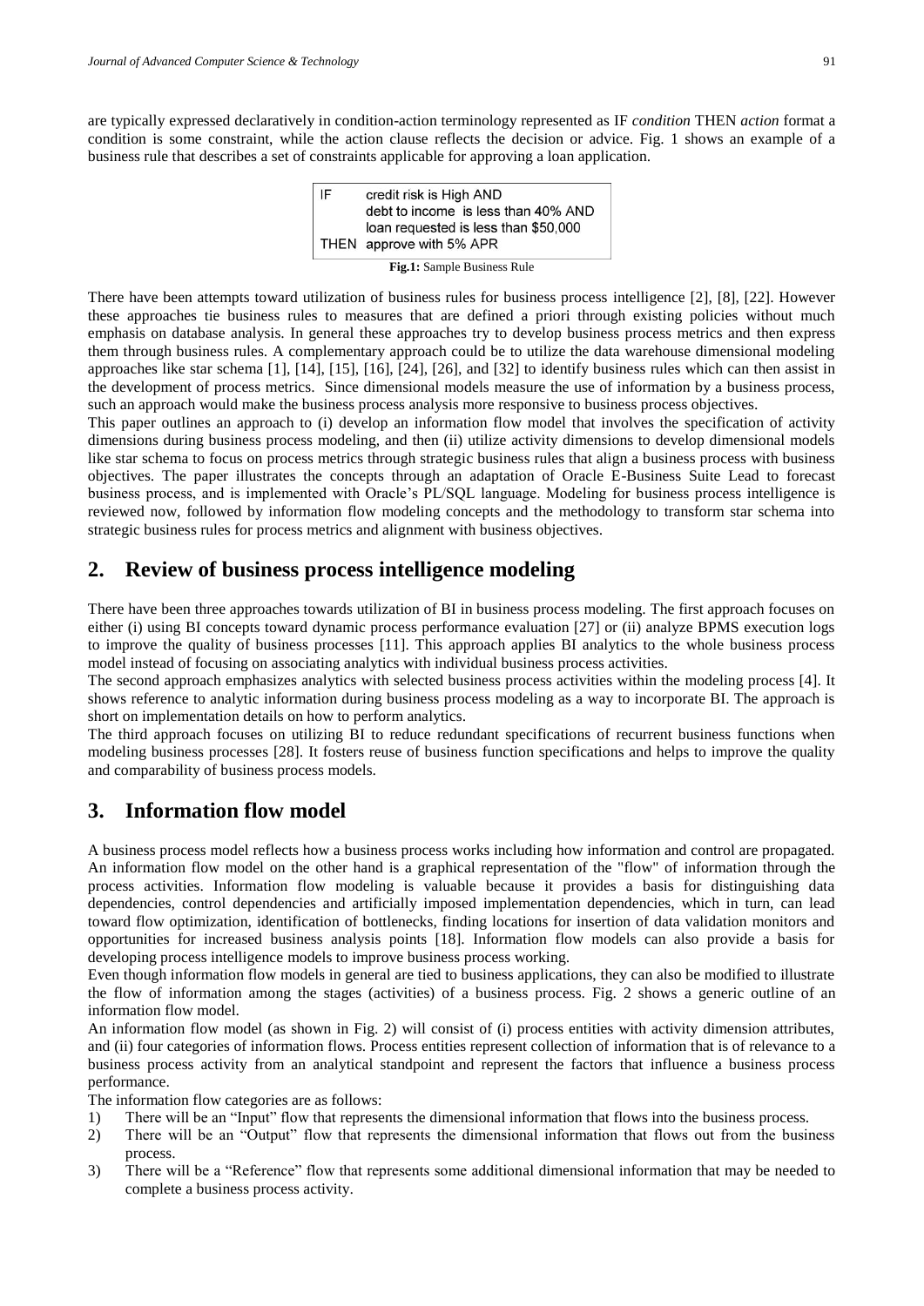are typically expressed declaratively in condition-action terminology represented as IF *condition* THEN *action* format a condition is some constraint, while the action clause reflects the decision or advice. Fig. 1 shows an example of a business rule that describes a set of constraints applicable for approving a loan application.

```
IF      credit risk is High AND
        debt to income  is less than 40% AND
        loan requested is less than $50,000
THEN  approve with 5% APR
```

**Fig.1:** Sample Business Rule

There have been attempts toward utilization of business rules for business process intelligence [2], [8], [22]. However these approaches tie business rules to measures that are defined a priori through existing policies without much emphasis on database analysis. In general these approaches try to develop business process metrics and then express them through business rules. A complementary approach could be to utilize the data warehouse dimensional modeling approaches like star schema [1], [14], [15], [16], [24], [26], and [32] to identify business rules which can then assist in the development of process metrics. Since dimensional models measure the use of information by a business process, such an approach would make the business process analysis more responsive to business process objectives.

This paper outlines an approach to (i) develop an information flow model that involves the specification of activity dimensions during business process modeling, and then (ii) utilize activity dimensions to develop dimensional models like star schema to focus on process metrics through strategic business rules that align a business process with business objectives. The paper illustrates the concepts through an adaptation of Oracle E-Business Suite Lead to forecast business process, and is implemented with Oracle's PL/SQL language. Modeling for business process intelligence is reviewed now, followed by information flow modeling concepts and the methodology to transform star schema into strategic business rules for process metrics and alignment with business objectives.

## 2. Review of business process intelligence modeling

There have been three approaches towards utilization of BI in business process modeling. The first approach focuses on either (i) using BI concepts toward dynamic process performance evaluation [27] or (ii) analyze BPMS execution logs to improve the quality of business processes [11]. This approach applies BI analytics to the whole business process model instead of focusing on associating analytics with individual business process activities.

The second approach emphasizes analytics with selected business process activities within the modeling process [4]. It shows reference to analytic information during business process modeling as a way to incorporate BI. The approach is short on implementation details on how to perform analytics.

The third approach focuses on utilizing BI to reduce redundant specifications of recurrent business functions when modeling business processes [28]. It fosters reuse of business function specifications and helps to improve the quality and comparability of business process models.

## 3. Information flow model

A business process model reflects how a business process works including how information and control are propagated. An information flow model on the other hand is a graphical representation of the "flow" of information through the process activities. Information flow modeling is valuable because it provides a basis for distinguishing data dependencies, control dependencies and artificially imposed implementation dependencies, which in turn, can lead toward flow optimization, identification of bottlenecks, finding locations for insertion of data validation monitors and opportunities for increased business analysis points [18]. Information flow models can also provide a basis for developing process intelligence models to improve business process working.

Even though information flow models in general are tied to business applications, they can also be modified to illustrate the flow of information among the stages (activities) of a business process. Fig. 2 shows a generic outline of an information flow model.

An information flow model (as shown in Fig. 2) will consist of (i) process entities with activity dimension attributes, and (ii) four categories of information flows. Process entities represent collection of information that is of relevance to a business process activity from an analytical standpoint and represent the factors that influence a business process performance.

The information flow categories are as follows:

1) There will be an "Input" flow that represents the dimensional information that flows into the business process.
2) There will be an "Output" flow that represents the dimensional information that flows out from the business process.
3) There will be a "Reference" flow that represents some additional dimensional information that may be needed to complete a business process activity.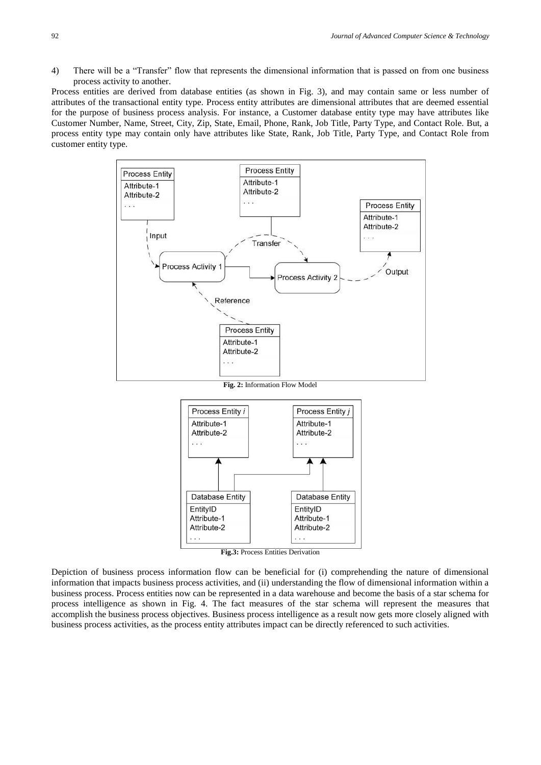4) There will be a "Transfer" flow that represents the dimensional information that is passed on from one business process activity to another.

Process entities are derived from database entities (as shown in Fig. 3), and may contain same or less number of attributes of the transactional entity type. Process entity attributes are dimensional attributes that are deemed essential for the purpose of business process analysis. For instance, a Customer database entity type may have attributes like Customer Number, Name, Street, City, Zip, State, Email, Phone, Rank, Job Title, Party Type, and Contact Role. But, a process entity type may contain only have attributes like State, Rank, Job Title, Party Type, and Contact Role from customer entity type.

**Fig. 2:** Information Flow Model

**Fig.3:** Process Entities Derivation

Depiction of business process information flow can be beneficial for (i) comprehending the nature of dimensional information that impacts business process activities, and (ii) understanding the flow of dimensional information within a business process. Process entities now can be represented in a data warehouse and become the basis of a star schema for process intelligence as shown in Fig. 4. The fact measures of the star schema will represent the measures that accomplish the business process objectives. Business process intelligence as a result now gets more closely aligned with business process activities, as the process entity attributes impact can be directly referenced to such activities.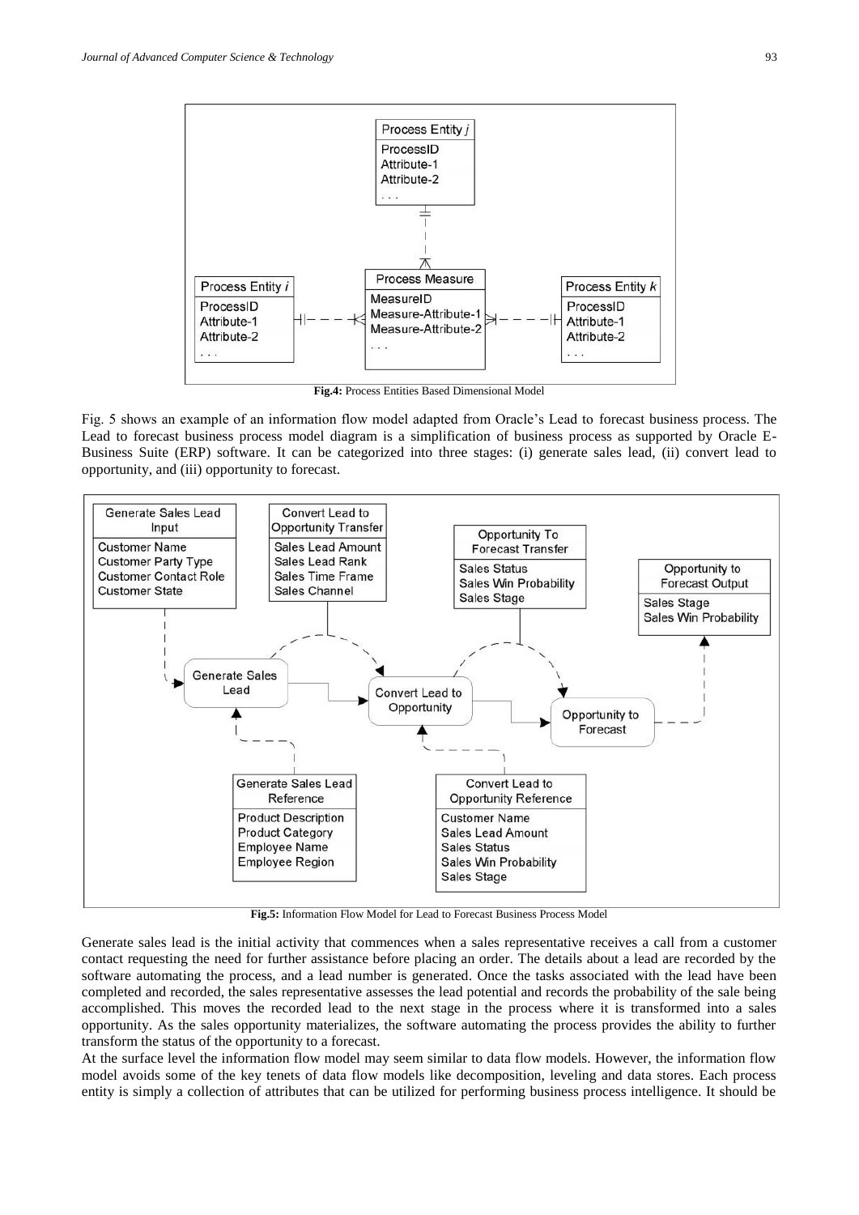**Fig.4:** Process Entities Based Dimensional Model

Fig. 5 shows an example of an information flow model adapted from Oracle's Lead to forecast business process. The Lead to forecast business process model diagram is a simplification of business process as supported by Oracle E-Business Suite (ERP) software. It can be categorized into three stages: (i) generate sales lead, (ii) convert lead to opportunity, and (iii) opportunity to forecast.

**Fig.5:** Information Flow Model for Lead to Forecast Business Process Model

Generate sales lead is the initial activity that commences when a sales representative receives a call from a customer contact requesting the need for further assistance before placing an order. The details about a lead are recorded by the software automating the process, and a lead number is generated. Once the tasks associated with the lead have been completed and recorded, the sales representative assesses the lead potential and records the probability of the sale being accomplished. This moves the recorded lead to the next stage in the process where it is transformed into a sales opportunity. As the sales opportunity materializes, the software automating the process provides the ability to further transform the status of the opportunity to a forecast.

At the surface level the information flow model may seem similar to data flow models. However, the information flow model avoids some of the key tenets of data flow models like decomposition, leveling and data stores. Each process entity is simply a collection of attributes that can be utilized for performing business process intelligence. It should be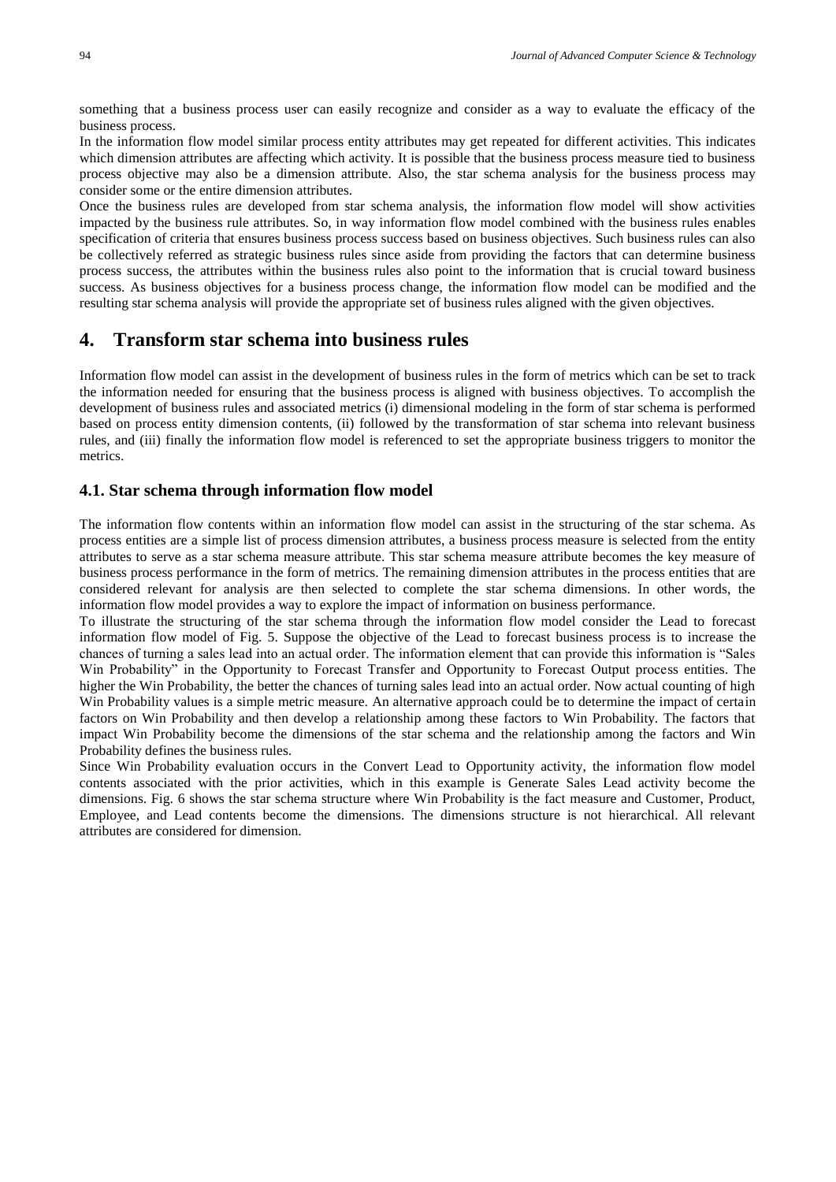something that a business process user can easily recognize and consider as a way to evaluate the efficacy of the business process.

In the information flow model similar process entity attributes may get repeated for different activities. This indicates which dimension attributes are affecting which activity. It is possible that the business process measure tied to business process objective may also be a dimension attribute. Also, the star schema analysis for the business process may consider some or the entire dimension attributes.

Once the business rules are developed from star schema analysis, the information flow model will show activities impacted by the business rule attributes. So, in way information flow model combined with the business rules enables specification of criteria that ensures business process success based on business objectives. Such business rules can also be collectively referred as strategic business rules since aside from providing the factors that can determine business process success, the attributes within the business rules also point to the information that is crucial toward business success. As business objectives for a business process change, the information flow model can be modified and the resulting star schema analysis will provide the appropriate set of business rules aligned with the given objectives.

# 4. Transform star schema into business rules

Information flow model can assist in the development of business rules in the form of metrics which can be set to track the information needed for ensuring that the business process is aligned with business objectives. To accomplish the development of business rules and associated metrics (i) dimensional modeling in the form of star schema is performed based on process entity dimension contents, (ii) followed by the transformation of star schema into relevant business rules, and (iii) finally the information flow model is referenced to set the appropriate business triggers to monitor the metrics.

## 4.1. Star schema through information flow model

The information flow contents within an information flow model can assist in the structuring of the star schema. As process entities are a simple list of process dimension attributes, a business process measure is selected from the entity attributes to serve as a star schema measure attribute. This star schema measure attribute becomes the key measure of business process performance in the form of metrics. The remaining dimension attributes in the process entities that are considered relevant for analysis are then selected to complete the star schema dimensions. In other words, the information flow model provides a way to explore the impact of information on business performance.

To illustrate the structuring of the star schema through the information flow model consider the Lead to forecast information flow model of Fig. 5. Suppose the objective of the Lead to forecast business process is to increase the chances of turning a sales lead into an actual order. The information element that can provide this information is "Sales Win Probability" in the Opportunity to Forecast Transfer and Opportunity to Forecast Output process entities. The higher the Win Probability, the better the chances of turning sales lead into an actual order. Now actual counting of high Win Probability values is a simple metric measure. An alternative approach could be to determine the impact of certain factors on Win Probability and then develop a relationship among these factors to Win Probability. The factors that impact Win Probability become the dimensions of the star schema and the relationship among the factors and Win Probability defines the business rules.

Since Win Probability evaluation occurs in the Convert Lead to Opportunity activity, the information flow model contents associated with the prior activities, which in this example is Generate Sales Lead activity become the dimensions. Fig. 6 shows the star schema structure where Win Probability is the fact measure and Customer, Product, Employee, and Lead contents become the dimensions. The dimensions structure is not hierarchical. All relevant attributes are considered for dimension.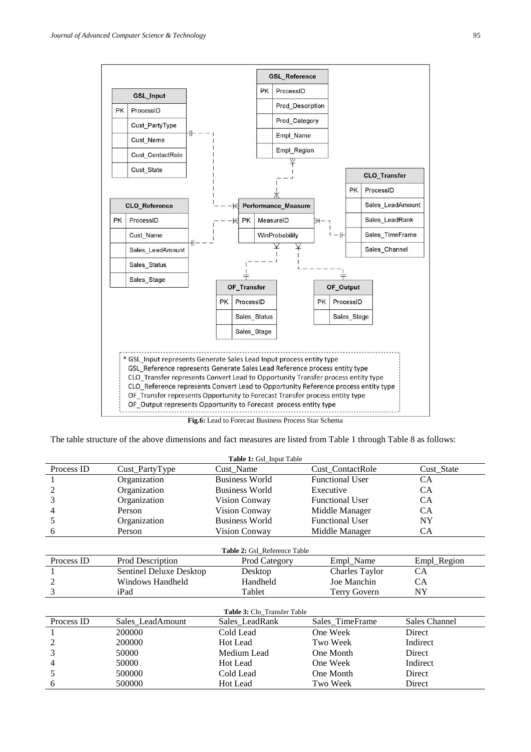Fig.6: Lead to Forecast Business Process Star Schema

The table structure of the above dimensions and fact measures are listed from Table 1 through Table 8 as follows:

**Table 1:** Gsl_Input Table

| Process ID | Cust_PartyType | Cust_Name | Cust_ContactRole | Cust_State |
|---|---|---|---|---|
| 1 | Organization | Business World | Functional User | CA |
| 2 | Organization | Business World | Executive | CA |
| 3 | Organization | Vision Conway | Functional User | CA |
| 4 | Person | Vision Conway | Middle Manager | CA |
| 5 | Organization | Business World | Functional User | NY |
| 6 | Person | Vision Conway | Middle Manager | CA |

**Table 2:** Gsl_Reference Table

| Process ID | Prod Description | Prod Category | Empl_Name | Empl_Region |
|---|---|---|---|---|
| 1 | Sentinel Deluxe Desktop | Desktop | Charles Taylor | CA |
| 2 | Windows Handheld | Handheld | Joe Manchin | CA |
| 3 | iPad | Tablet | Terry Govern | NY |

**Table 3:** Clo_Transfer Table

| Process ID | Sales_LeadAmount | Sales_LeadRank | Sales_TimeFrame | Sales Channel |
|---|---|---|---|---|
| 1 | 200000 | Cold Lead | One Week | Direct |
| 2 | 200000 | Hot Lead | Two Week | Indirect |
| 3 | 50000 | Medium Lead | One Month | Direct |
| 4 | 50000 | Hot Lead | One Week | Indirect |
| 5 | 500000 | Cold Lead | One Month | Direct |
| 6 | 500000 | Hot Lead | Two Week | Direct |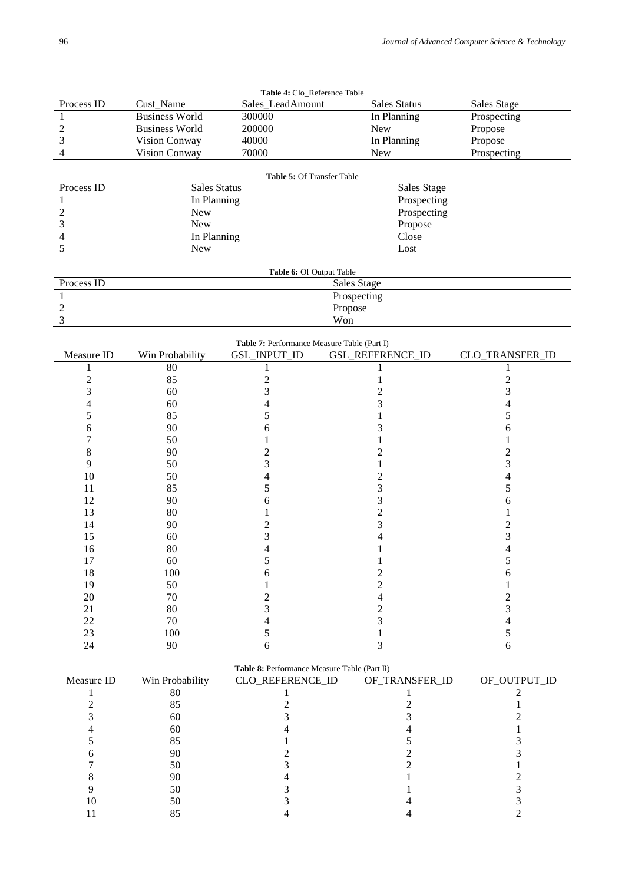**Table 4:** Clo_Reference Table

| Process ID | Cust_Name | Sales_LeadAmount | Sales Status | Sales Stage |
|---|---|---|---|---|
| 1 | Business World | 300000 | In Planning | Prospecting |
| 2 | Business World | 200000 | New | Propose |
| 3 | Vision Conway | 40000 | In Planning | Propose |
| 4 | Vision Conway | 70000 | New | Prospecting |

**Table 5:** Of Transfer Table

| Process ID | Sales Status | Sales Stage |
|---|---|---|
| 1 | In Planning | Prospecting |
| 2 | New | Prospecting |
| 3 | New | Propose |
| 4 | In Planning | Close |
| 5 | New | Lost |

**Table 6:** Of Output Table

| Process ID | Sales Stage |
|---|---|
| 1 | Prospecting |
| 2 | Propose |
| 3 | Won |

**Table 7:** Performance Measure Table (Part I)

| Measure ID | Win Probability | GSL_INPUT_ID | GSL_REFERENCE_ID | CLO_TRANSFER_ID |
|---|---|---|---|---|
| 1 | 80 | 1 | 1 | 1 |
| 2 | 85 | 2 | 1 | 2 |
| 3 | 60 | 3 | 2 | 3 |
| 4 | 60 | 4 | 3 | 4 |
| 5 | 85 | 5 | 1 | 5 |
| 6 | 90 | 6 | 3 | 6 |
| 7 | 50 | 1 | 1 | 1 |
| 8 | 90 | 2 | 2 | 2 |
| 9 | 50 | 3 | 1 | 3 |
| 10 | 50 | 4 | 2 | 4 |
| 11 | 85 | 5 | 3 | 5 |
| 12 | 90 | 6 | 3 | 6 |
| 13 | 80 | 1 | 2 | 1 |
| 14 | 90 | 2 | 3 | 2 |
| 15 | 60 | 3 | 4 | 3 |
| 16 | 80 | 4 | 1 | 4 |
| 17 | 60 | 5 | 1 | 5 |
| 18 | 100 | 6 | 2 | 6 |
| 19 | 50 | 1 | 2 | 1 |
| 20 | 70 | 2 | 4 | 2 |
| 21 | 80 | 3 | 2 | 3 |
| 22 | 70 | 4 | 3 | 4 |
| 23 | 100 | 5 | 1 | 5 |
| 24 | 90 | 6 | 3 | 6 |

**Table 8:** Performance Measure Table (Part Ii)

| Measure ID | Win Probability | CLO_REFERENCE_ID | OF_TRANSFER_ID | OF_OUTPUT_ID |
|---|---|---|---|---|
| 1 | 80 | 1 | 1 | 2 |
| 2 | 85 | 2 | 2 | 1 |
| 3 | 60 | 3 | 3 | 2 |
| 4 | 60 | 4 | 4 | 1 |
| 5 | 85 | 1 | 5 | 3 |
| 6 | 90 | 2 | 2 | 3 |
| 7 | 50 | 3 | 2 | 1 |
| 8 | 90 | 4 | 1 | 2 |
| 9 | 50 | 3 | 1 | 3 |
| 10 | 50 | 3 | 4 | 3 |
| 11 | 85 | 4 | 4 | 2 |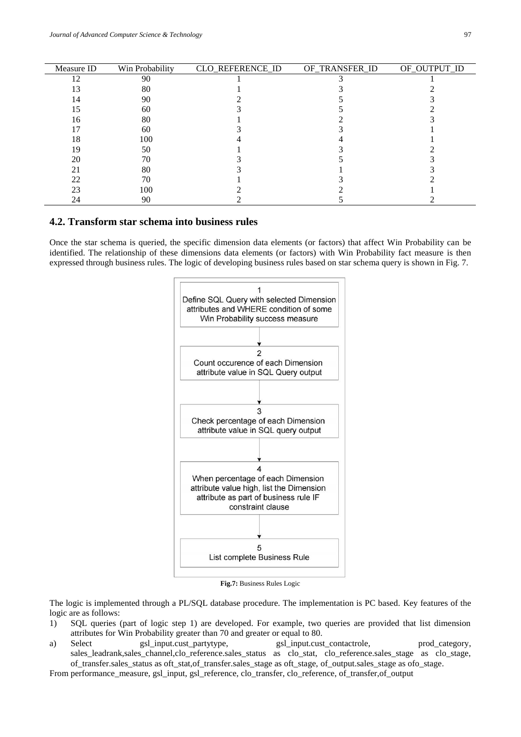| Measure ID | Win Probability | CLO_REFERENCE_ID | OF_TRANSFER_ID | OF_OUTPUT_ID |
|---|---|---|---|---|
| 12 | 90 | 1 | 3 | 1 |
| 13 | 80 | 1 | 3 | 2 |
| 14 | 90 | 2 | 5 | 3 |
| 15 | 60 | 3 | 5 | 2 |
| 16 | 80 | 1 | 2 | 3 |
| 17 | 60 | 3 | 3 | 1 |
| 18 | 100 | 4 | 4 | 1 |
| 19 | 50 | 1 | 3 | 2 |
| 20 | 70 | 3 | 5 | 3 |
| 21 | 80 | 3 | 1 | 3 |
| 22 | 70 | 1 | 3 | 2 |
| 23 | 100 | 2 | 2 | 1 |
| 24 | 90 | 2 | 5 | 2 |

### 4.2. Transform star schema into business rules

Once the star schema is queried, the specific dimension data elements (or factors) that affect Win Probability can be identified. The relationship of these dimensions data elements (or factors) with Win Probability fact measure is then expressed through business rules. The logic of developing business rules based on star schema query is shown in Fig. 7.

1. Define SQL Query with selected Dimension attributes and WHERE condition of some Win Probability success measure
2. Count occurence of each Dimension attribute value in SQL Query output
3. Check percentage of each Dimension attribute value in SQL query output
4. When percentage of each Dimension attribute value high, list the Dimension attribute as part of business rule IF constraint clause
5. List complete Business Rule

**Fig.7:** Business Rules Logic

The logic is implemented through a PL/SQL database procedure. The implementation is PC based. Key features of the logic are as follows:

1) SQL queries (part of logic step 1) are developed. For example, two queries are provided that list dimension attributes for Win Probability greater than 70 and greater or equal to 80.

a) Select gsl_input.cust_partytype, gsl_input.cust_contactrole, prod_category, sales_leadrank,sales_channel,clo_reference.sales_status as clo_stat, clo_reference.sales_stage as clo_stage, of_transfer.sales_status as oft_stat,of_transfer.sales_stage as oft_stage, of_output.sales_stage as ofo_stage.

From performance_measure, gsl_input, gsl_reference, clo_transfer, clo_reference, of_transfer,of_output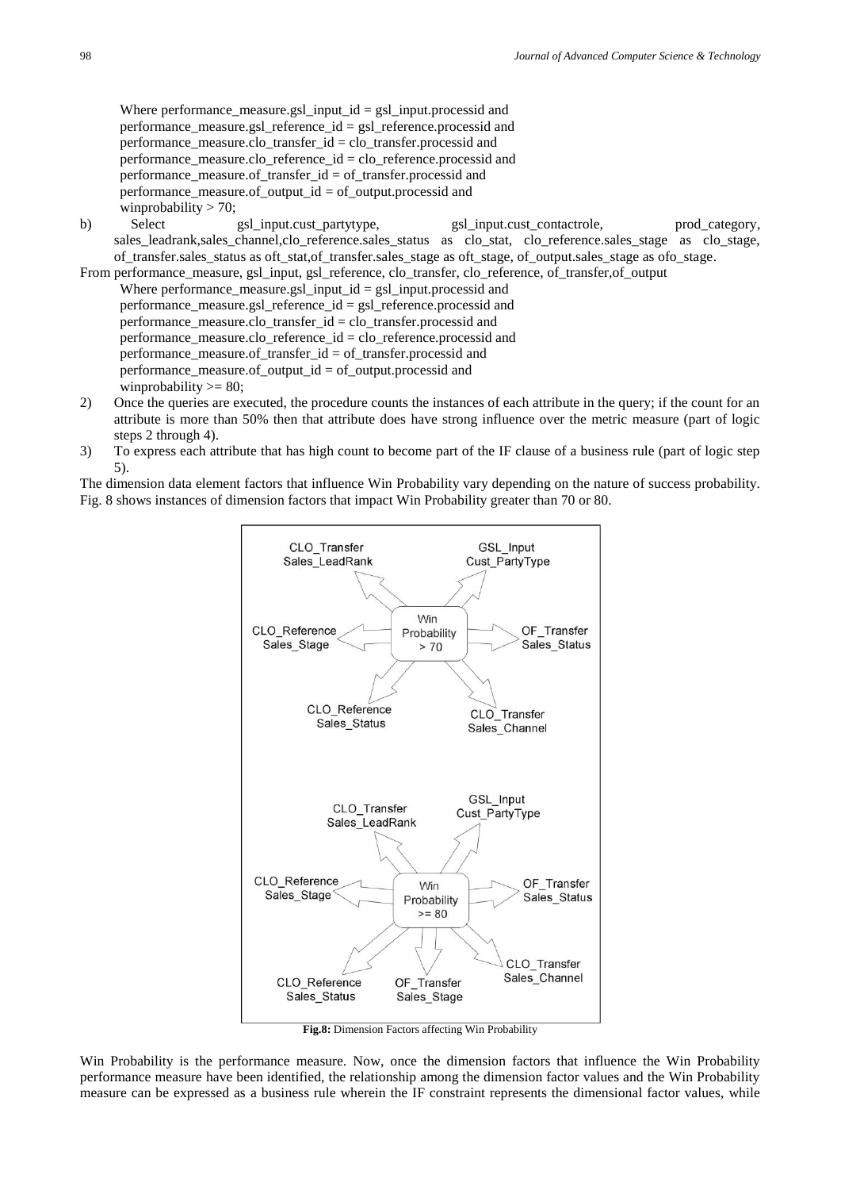Where performance_measure.gsl_input_id = gsl_input.processid and
performance_measure.gsl_reference_id = gsl_reference.processid and
performance_measure.clo_transfer_id = clo_transfer.processid and
performance_measure.clo_reference_id = clo_reference.processid and
performance_measure.of_transfer_id = of_transfer.processid and
performance_measure.of_output_id = of_output.processid and
winprobability > 70;

b) Select gsl_input.cust_partytype, gsl_input.cust_contactrole, prod_category, sales_leadrank,sales_channel,clo_reference.sales_status as clo_stat, clo_reference.sales_stage as clo_stage, of_transfer.sales_status as oft_stat,of_transfer.sales_stage as oft_stage, of_output.sales_stage as ofo_stage.

From performance_measure, gsl_input, gsl_reference, clo_transfer, clo_reference, of_transfer,of_output
Where performance_measure.gsl_input_id = gsl_input.processid and
performance_measure.gsl_reference_id = gsl_reference.processid and
performance_measure.clo_transfer_id = clo_transfer.processid and
performance_measure.clo_reference_id = clo_reference.processid and
performance_measure.of_transfer_id = of_transfer.processid and
performance_measure.of_output_id = of_output.processid and
winprobability >= 80;

2) Once the queries are executed, the procedure counts the instances of each attribute in the query; if the count for an attribute is more than 50% then that attribute does have strong influence over the metric measure (part of logic steps 2 through 4).
3) To express each attribute that has high count to become part of the IF clause of a business rule (part of logic step 5).

The dimension data element factors that influence Win Probability vary depending on the nature of success probability. Fig. 8 shows instances of dimension factors that impact Win Probability greater than 70 or 80.

**Fig.8:** Dimension Factors affecting Win Probability

Win Probability is the performance measure. Now, once the dimension factors that influence the Win Probability performance measure have been identified, the relationship among the dimension factor values and the Win Probability measure can be expressed as a business rule wherein the IF constraint represents the dimensional factor values, while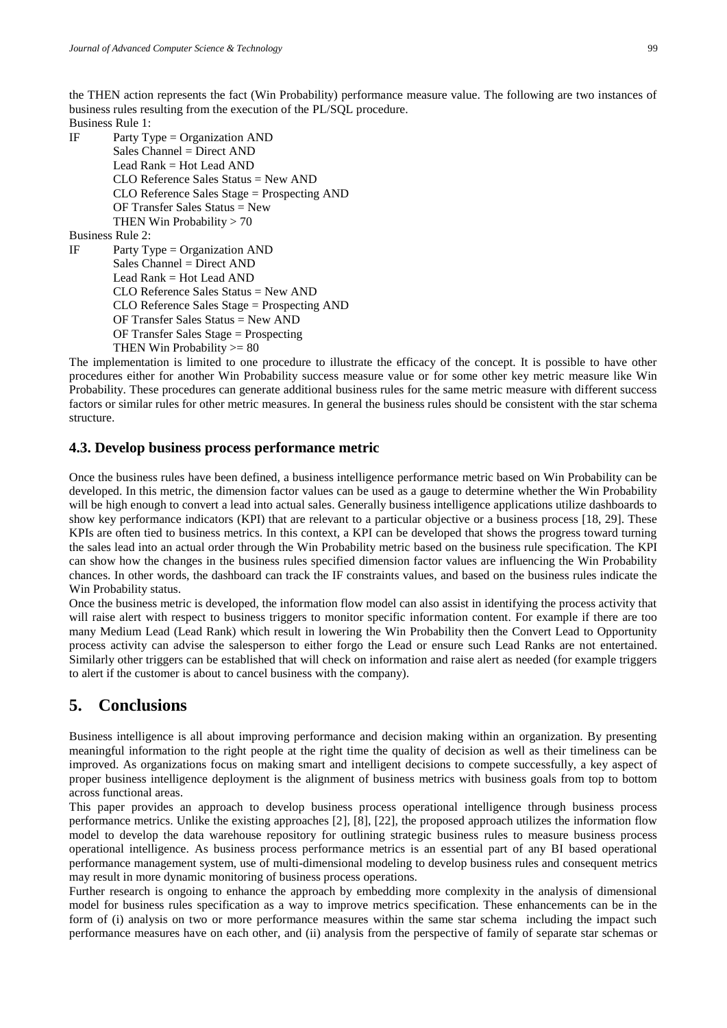the THEN action represents the fact (Win Probability) performance measure value. The following are two instances of business rules resulting from the execution of the PL/SQL procedure.

Business Rule 1:

IF Party Type = Organization AND
Sales Channel = Direct AND
Lead Rank = Hot Lead AND
CLO Reference Sales Status = New AND
CLO Reference Sales Stage = Prospecting AND
OF Transfer Sales Status = New
THEN Win Probability > 70

Business Rule 2:

IF Party Type = Organization AND
Sales Channel = Direct AND
Lead Rank = Hot Lead AND
CLO Reference Sales Status = New AND
CLO Reference Sales Stage = Prospecting AND
OF Transfer Sales Status = New AND
OF Transfer Sales Stage = Prospecting
THEN Win Probability >= 80

The implementation is limited to one procedure to illustrate the efficacy of the concept. It is possible to have other procedures either for another Win Probability success measure value or for some other key metric measure like Win Probability. These procedures can generate additional business rules for the same metric measure with different success factors or similar rules for other metric measures. In general the business rules should be consistent with the star schema structure.

### 4.3. Develop business process performance metric

Once the business rules have been defined, a business intelligence performance metric based on Win Probability can be developed. In this metric, the dimension factor values can be used as a gauge to determine whether the Win Probability will be high enough to convert a lead into actual sales. Generally business intelligence applications utilize dashboards to show key performance indicators (KPI) that are relevant to a particular objective or a business process [18, 29]. These KPIs are often tied to business metrics. In this context, a KPI can be developed that shows the progress toward turning the sales lead into an actual order through the Win Probability metric based on the business rule specification. The KPI can show how the changes in the business rules specified dimension factor values are influencing the Win Probability chances. In other words, the dashboard can track the IF constraints values, and based on the business rules indicate the Win Probability status.

Once the business metric is developed, the information flow model can also assist in identifying the process activity that will raise alert with respect to business triggers to monitor specific information content. For example if there are too many Medium Lead (Lead Rank) which result in lowering the Win Probability then the Convert Lead to Opportunity process activity can advise the salesperson to either forgo the Lead or ensure such Lead Ranks are not entertained. Similarly other triggers can be established that will check on information and raise alert as needed (for example triggers to alert if the customer is about to cancel business with the company).

## 5. Conclusions

Business intelligence is all about improving performance and decision making within an organization. By presenting meaningful information to the right people at the right time the quality of decision as well as their timeliness can be improved. As organizations focus on making smart and intelligent decisions to compete successfully, a key aspect of proper business intelligence deployment is the alignment of business metrics with business goals from top to bottom across functional areas.

This paper provides an approach to develop business process operational intelligence through business process performance metrics. Unlike the existing approaches [2], [8], [22], the proposed approach utilizes the information flow model to develop the data warehouse repository for outlining strategic business rules to measure business process operational intelligence. As business process performance metrics is an essential part of any BI based operational performance management system, use of multi-dimensional modeling to develop business rules and consequent metrics may result in more dynamic monitoring of business process operations.

Further research is ongoing to enhance the approach by embedding more complexity in the analysis of dimensional model for business rules specification as a way to improve metrics specification. These enhancements can be in the form of (i) analysis on two or more performance measures within the same star schema including the impact such performance measures have on each other, and (ii) analysis from the perspective of family of separate star schemas or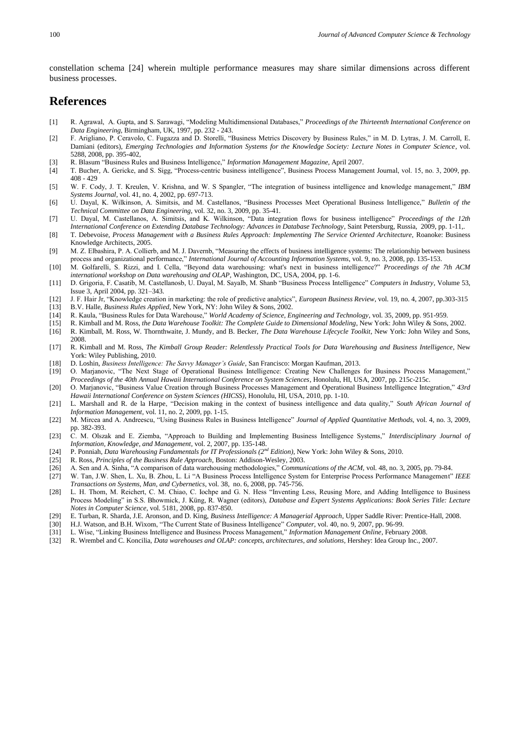constellation schema [24] wherein multiple performance measures may share similar dimensions across different business processes.

# References

[1] R. Agrawal, A. Gupta, and S. Sarawagi, "Modeling Multidimensional Databases," *Proceedings of the Thirteenth International Conference on Data Engineering*, Birmingham, UK, 1997, pp. 232 - 243.

[2] F. Arigliano, P. Ceravolo, C. Fugazza and D. Storelli, "Business Metrics Discovery by Business Rules," in M. D. Lytras, J. M. Carroll, E. Damiani (editors), *Emerging Technologies and Information Systems for the Knowledge Society: Lecture Notes in Computer Science*, vol. 5288, 2008, pp. 395-402,

[3] R. Blasum "Business Rules and Business Intelligence," *Information Management Magazine*, April 2007.

[4] T. Bucher, A. Gericke, and S. Sigg, "Process-centric business intelligence", Business Process Management Journal, vol. 15, no. 3, 2009, pp. 408 - 429

[5] W. F. Cody, J. T. Kreulen, V. Krishna, and W. S Spangler, "The integration of business intelligence and knowledge management," *IBM Systems Journal*, vol. 41, no. 4, 2002, pp. 697-713.

[6] U. Dayal, K. Wilkinson, A. Simitsis, and M. Castellanos, "Business Processes Meet Operational Business Intelligence," *Bulletin of the Technical Committee on Data Engineering*, vol. 32, no. 3, 2009, pp. 35-41.

[7] U. Dayal, M. Castellanos, A. Simitsis, and K. Wilkinson, "Data integration flows for business intelligence" *Proceedings of the 12th International Conference on Extending Database Technology: Advances in Database Technology*, Saint Petersburg, Russia, 2009, pp. 1-11,.

[8] T. Debevoise, *Process Management with a Business Rules Approach: Implementing The Service Oriented Architecture*, Roanoke: Business Knowledge Architects, 2005.

[9] M. Z. Elbashira, P. A. Collierb, and M. J. Davernb, "Measuring the effects of business intelligence systems: The relationship between business process and organizational performance," *International Journal of Accounting Information Systems*, vol. 9, no. 3, 2008, pp. 135-153.

[10] M. Golfarelli, S. Rizzi, and I. Cella, "Beyond data warehousing: what's next in business intelligence?" *Proceedings of the 7th ACM international workshop on Data warehousing and OLAP*, Washington, DC, USA, 2004, pp. 1-6.

[11] D. Grigoria, F. Casatib, M. Castellanosb, U. Dayal, M. Sayalb, M. Shanb "Business Process Intelligence" *Computers in Industry*, Volume 53, Issue 3, April 2004, pp. 321–343.

[12] J. F. Hair Jr, "Knowledge creation in marketing: the role of predictive analytics", *European Business Review*, vol. 19, no. 4, 2007, pp.303-315

[13] B.V. Halle, *Business Rules Applied*, New York, NY: John Wiley & Sons, 2002.

[14] R. Kaula, "Business Rules for Data Warehouse," *World Academy of Science, Engineering and Technology*, vol. 35, 2009, pp. 951-959.

[15] R. Kimball and M. Ross, *the Data Warehouse Toolkit: The Complete Guide to Dimensional Modeling*, New York: John Wiley & Sons, 2002.

[16] R. Kimball, M. Ross, W. Thornthwaite, J. Mundy, and B. Becker, *The Data Warehouse Lifecycle Toolkit*, New York: John Wiley and Sons, 2008.

[17] R. Kimball and M. Ross, *The Kimball Group Reader: Relentlessly Practical Tools for Data Warehousing and Business Intelligence*, New York: Wiley Publishing, 2010.

[18] D. Loshin, *Business Intelligence: The Savvy Manager's Guide*, San Francisco: Morgan Kaufman, 2013.

[19] O. Marjanovic, "The Next Stage of Operational Business Intelligence: Creating New Challenges for Business Process Management," *Proceedings of the 40th Annual Hawaii International Conference on System Sciences*, Honolulu, HI, USA, 2007, pp. 215c-215c.

[20] O. Marjanovic, "Business Value Creation through Business Processes Management and Operational Business Intelligence Integration," *43rd Hawaii International Conference on System Sciences (HICSS)*, Honolulu, HI, USA, 2010, pp. 1-10.

[21] L. Marshall and R. de la Harpe, "Decision making in the context of business intelligence and data quality," *South African Journal of Information Management*, vol. 11, no. 2, 2009, pp. 1-15.

[22] M. Mircea and A. Andreescu, "Using Business Rules in Business Intelligence" *Journal of Applied Quantitative Methods*, vol. 4, no. 3, 2009, pp. 382-393.

[23] C. M. Olszak and E. Ziemba, "Approach to Building and Implementing Business Intelligence Systems," *Interdisciplinary Journal of Information, Knowledge, and Management*, vol. 2, 2007, pp. 135-148.

[24] P. Ponniah, *Data Warehousing Fundamentals for IT Professionals (2nd Edition)*, New York: John Wiley & Sons, 2010.

[25] R. Ross, *Principles of the Business Rule Approach*, Boston: Addison-Wesley, 2003.

[26] A. Sen and A. Sinha, "A comparison of data warehousing methodologies," *Communications of the ACM*, vol. 48, no. 3, 2005, pp. 79-84.

[27] W. Tan, J.W. Shen, L. Xu, B. Zhou, L. Li "A Business Process Intelligence System for Enterprise Process Performance Management" *IEEE Transactions on Systems, Man, and Cybernetics*, vol. 38, no. 6, 2008, pp. 745-756.

[28] L. H. Thom, M. Reichert, C. M. Chiao, C. Iochpe and G. N. Hess "Inventing Less, Reusing More, and Adding Intelligence to Business Process Modeling" in S.S. Bhowmick, J. Küng, R. Wagner (editors), *Database and Expert Systems Applications: Book Series Title: Lecture Notes in Computer Science*, vol. 5181, 2008, pp. 837-850.

[29] E. Turban, R. Sharda, J.E. Aronson, and D. King, *Business Intelligence: A Managerial Approach*, Upper Saddle River: Prentice-Hall, 2008.

[30] H.J. Watson, and B.H. Wixom, "The Current State of Business Intelligence" *Computer*, vol. 40, no. 9, 2007, pp. 96-99.

[31] L. Wise, "Linking Business Intelligence and Business Process Management," *Information Management Online*, February 2008.

[32] R. Wrembel and C. Koncilia, *Data warehouses and OLAP: concepts, architectures, and solutions*, Hershey: Idea Group Inc., 2007.